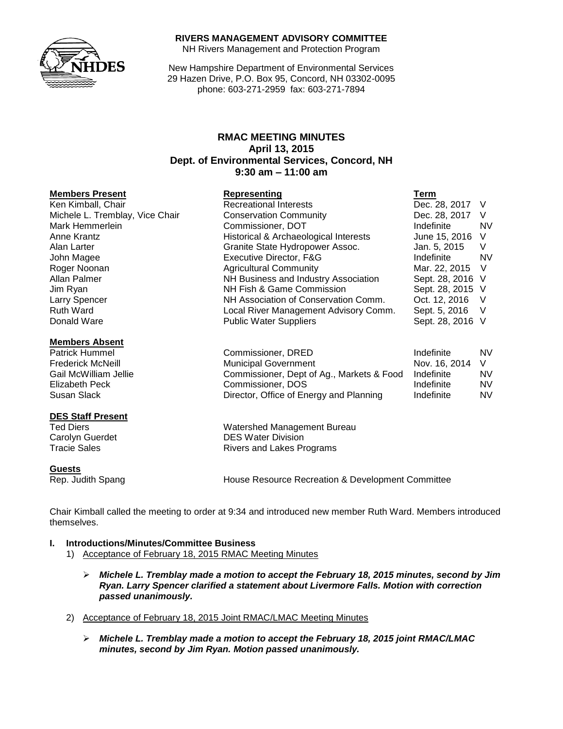**RIVERS MANAGEMENT ADVISORY COMMITTEE**
NH Rivers Management and Protection Program

New Hampshire Department of Environmental Services
29 Hazen Drive, P.O. Box 95, Concord, NH 03302-0095
phone: 603-271-2959 fax: 603-271-7894

# RMAC MEETING MINUTES
## April 13, 2015
## Dept. of Environmental Services, Concord, NH
## 9:30 am – 11:00 am

| **Members Present** | **Representing** | **Term** | |
|---|---|---|---|
| Ken Kimball, Chair | Recreational Interests | Dec. 28, 2017 | V |
| Michele L. Tremblay, Vice Chair | Conservation Community | Dec. 28, 2017 | V |
| Mark Hemmerlein | Commissioner, DOT | Indefinite | NV |
| Anne Krantz | Historical & Archaeological Interests | June 15, 2016 | V |
| Alan Larter | Granite State Hydropower Assoc. | Jan. 5, 2015 | V |
| John Magee | Executive Director, F&G | Indefinite | NV |
| Roger Noonan | Agricultural Community | Mar. 22, 2015 | V |
| Allan Palmer | NH Business and Industry Association | Sept. 28, 2016 | V |
| Jim Ryan | NH Fish & Game Commission | Sept. 28, 2015 | V |
| Larry Spencer | NH Association of Conservation Comm. | Oct. 12, 2016 | V |
| Ruth Ward | Local River Management Advisory Comm. | Sept. 5, 2016 | V |
| Donald Ware | Public Water Suppliers | Sept. 28, 2016 | V |

| **Members Absent** | | | |
|---|---|---|---|
| Patrick Hummel | Commissioner, DRED | Indefinite | NV |
| Frederick McNeill | Municipal Government | Nov. 16, 2014 | V |
| Gail McWilliam Jellie | Commissioner, Dept of Ag., Markets & Food | Indefinite | NV |
| Elizabeth Peck | Commissioner, DOS | Indefinite | NV |
| Susan Slack | Director, Office of Energy and Planning | Indefinite | NV |

| **DES Staff Present** | |
|---|---|
| Ted Diers | Watershed Management Bureau |
| Carolyn Guerdet | DES Water Division |
| Tracie Sales | Rivers and Lakes Programs |

| **Guests** | |
|---|---|
| Rep. Judith Spang | House Resource Recreation & Development Committee |

Chair Kimball called the meeting to order at 9:34 and introduced new member Ruth Ward. Members introduced themselves.

**I. Introductions/Minutes/Committee Business**

1) Acceptance of February 18, 2015 RMAC Meeting Minutes

   - ***Michele L. Tremblay made a motion to accept the February 18, 2015 minutes, second by Jim Ryan. Larry Spencer clarified a statement about Livermore Falls. Motion with correction passed unanimously.***

2) Acceptance of February 18, 2015 Joint RMAC/LMAC Meeting Minutes

   - ***Michele L. Tremblay made a motion to accept the February 18, 2015 joint RMAC/LMAC minutes, second by Jim Ryan. Motion passed unanimously.***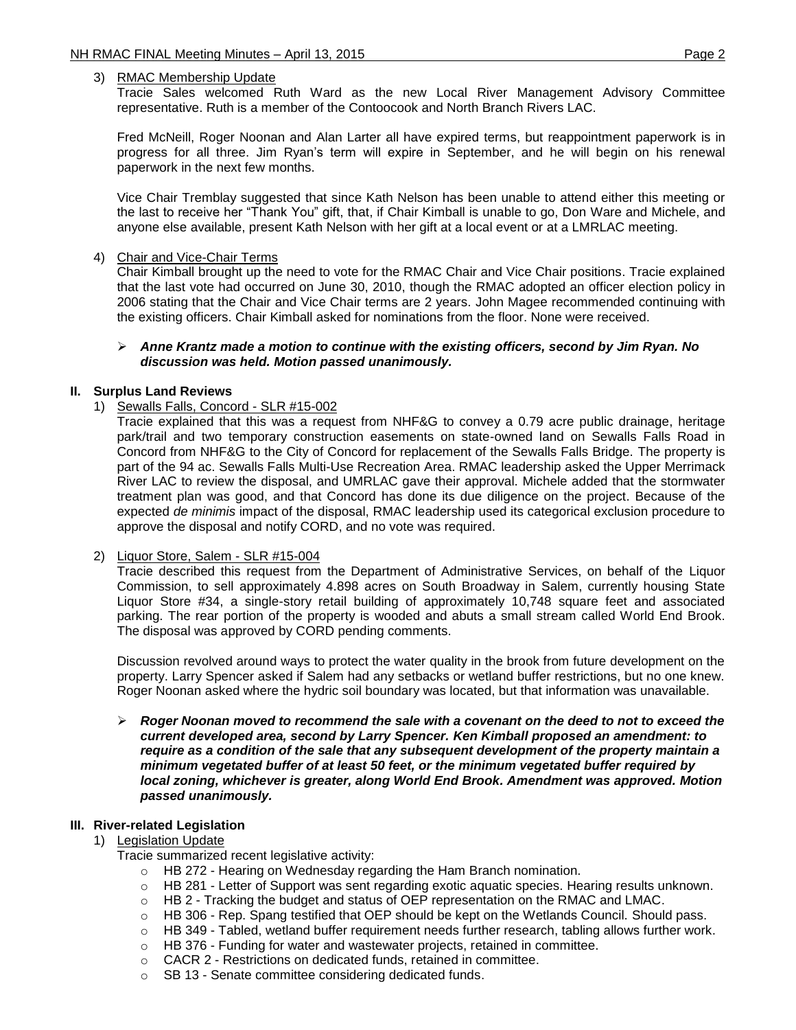3) RMAC Membership Update

Tracie Sales welcomed Ruth Ward as the new Local River Management Advisory Committee representative. Ruth is a member of the Contoocook and North Branch Rivers LAC.

Fred McNeill, Roger Noonan and Alan Larter all have expired terms, but reappointment paperwork is in progress for all three. Jim Ryan's term will expire in September, and he will begin on his renewal paperwork in the next few months.

Vice Chair Tremblay suggested that since Kath Nelson has been unable to attend either this meeting or the last to receive her "Thank You" gift, that, if Chair Kimball is unable to go, Don Ware and Michele, and anyone else available, present Kath Nelson with her gift at a local event or at a LMRLAC meeting.

4) Chair and Vice-Chair Terms

Chair Kimball brought up the need to vote for the RMAC Chair and Vice Chair positions. Tracie explained that the last vote had occurred on June 30, 2010, though the RMAC adopted an officer election policy in 2006 stating that the Chair and Vice Chair terms are 2 years. John Magee recommended continuing with the existing officers. Chair Kimball asked for nominations from the floor. None were received.

- ***Anne Krantz made a motion to continue with the existing officers, second by Jim Ryan. No discussion was held. Motion passed unanimously.***

## II. Surplus Land Reviews

1) Sewalls Falls, Concord - SLR #15-002

Tracie explained that this was a request from NHF&G to convey a 0.79 acre public drainage, heritage park/trail and two temporary construction easements on state-owned land on Sewalls Falls Road in Concord from NHF&G to the City of Concord for replacement of the Sewalls Falls Bridge. The property is part of the 94 ac. Sewalls Falls Multi-Use Recreation Area. RMAC leadership asked the Upper Merrimack River LAC to review the disposal, and UMRLAC gave their approval. Michele added that the stormwater treatment plan was good, and that Concord has done its due diligence on the project. Because of the expected *de minimis* impact of the disposal, RMAC leadership used its categorical exclusion procedure to approve the disposal and notify CORD, and no vote was required.

2) Liquor Store, Salem - SLR #15-004

Tracie described this request from the Department of Administrative Services, on behalf of the Liquor Commission, to sell approximately 4.898 acres on South Broadway in Salem, currently housing State Liquor Store #34, a single-story retail building of approximately 10,748 square feet and associated parking. The rear portion of the property is wooded and abuts a small stream called World End Brook. The disposal was approved by CORD pending comments.

Discussion revolved around ways to protect the water quality in the brook from future development on the property. Larry Spencer asked if Salem had any setbacks or wetland buffer restrictions, but no one knew. Roger Noonan asked where the hydric soil boundary was located, but that information was unavailable.

- ***Roger Noonan moved to recommend the sale with a covenant on the deed to not to exceed the current developed area, second by Larry Spencer. Ken Kimball proposed an amendment: to require as a condition of the sale that any subsequent development of the property maintain a minimum vegetated buffer of at least 50 feet, or the minimum vegetated buffer required by local zoning, whichever is greater, along World End Brook. Amendment was approved. Motion passed unanimously.***

## III. River-related Legislation

1) Legislation Update

Tracie summarized recent legislative activity:

- HB 272 - Hearing on Wednesday regarding the Ham Branch nomination.
- HB 281 - Letter of Support was sent regarding exotic aquatic species. Hearing results unknown.
- HB 2 - Tracking the budget and status of OEP representation on the RMAC and LMAC.
- HB 306 - Rep. Spang testified that OEP should be kept on the Wetlands Council. Should pass.
- HB 349 - Tabled, wetland buffer requirement needs further research, tabling allows further work.
- HB 376 - Funding for water and wastewater projects, retained in committee.
- CACR 2 - Restrictions on dedicated funds, retained in committee.
- SB 13 - Senate committee considering dedicated funds.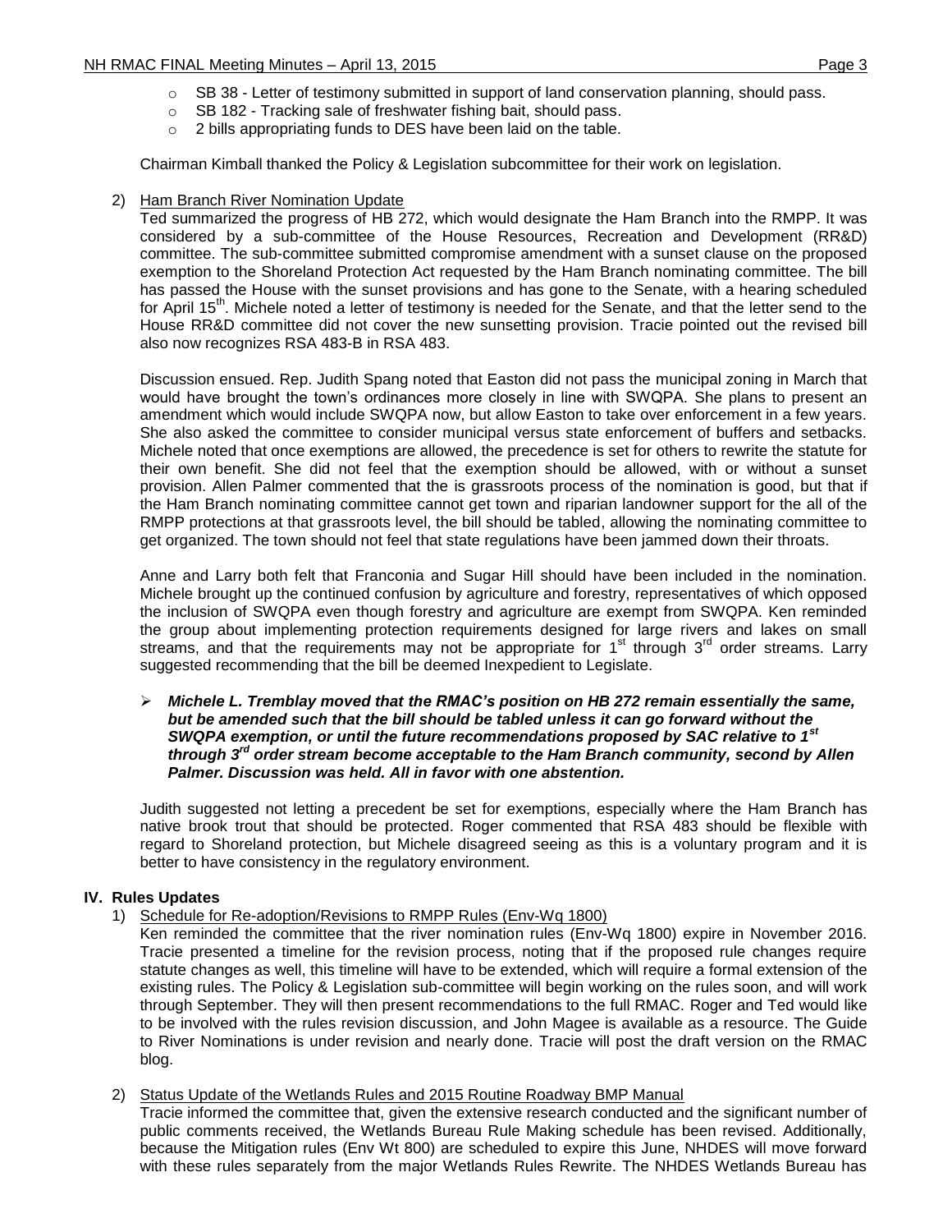- SB 38 - Letter of testimony submitted in support of land conservation planning, should pass.
- SB 182 - Tracking sale of freshwater fishing bait, should pass.
- 2 bills appropriating funds to DES have been laid on the table.

Chairman Kimball thanked the Policy & Legislation subcommittee for their work on legislation.

2) Ham Branch River Nomination Update

Ted summarized the progress of HB 272, which would designate the Ham Branch into the RMPP. It was considered by a sub-committee of the House Resources, Recreation and Development (RR&D) committee. The sub-committee submitted compromise amendment with a sunset clause on the proposed exemption to the Shoreland Protection Act requested by the Ham Branch nominating committee. The bill has passed the House with the sunset provisions and has gone to the Senate, with a hearing scheduled for April 15th. Michele noted a letter of testimony is needed for the Senate, and that the letter send to the House RR&D committee did not cover the new sunsetting provision. Tracie pointed out the revised bill also now recognizes RSA 483-B in RSA 483.

Discussion ensued. Rep. Judith Spang noted that Easton did not pass the municipal zoning in March that would have brought the town's ordinances more closely in line with SWQPA. She plans to present an amendment which would include SWQPA now, but allow Easton to take over enforcement in a few years. She also asked the committee to consider municipal versus state enforcement of buffers and setbacks. Michele noted that once exemptions are allowed, the precedence is set for others to rewrite the statute for their own benefit. She did not feel that the exemption should be allowed, with or without a sunset provision. Allen Palmer commented that the is grassroots process of the nomination is good, but that if the Ham Branch nominating committee cannot get town and riparian landowner support for the all of the RMPP protections at that grassroots level, the bill should be tabled, allowing the nominating committee to get organized. The town should not feel that state regulations have been jammed down their throats.

Anne and Larry both felt that Franconia and Sugar Hill should have been included in the nomination. Michele brought up the continued confusion by agriculture and forestry, representatives of which opposed the inclusion of SWQPA even though forestry and agriculture are exempt from SWQPA. Ken reminded the group about implementing protection requirements designed for large rivers and lakes on small streams, and that the requirements may not be appropriate for 1st through 3rd order streams. Larry suggested recommending that the bill be deemed Inexpedient to Legislate.

- ***Michele L. Tremblay moved that the RMAC's position on HB 272 remain essentially the same, but be amended such that the bill should be tabled unless it can go forward without the SWQPA exemption, or until the future recommendations proposed by SAC relative to 1st through 3rd order stream become acceptable to the Ham Branch community, second by Allen Palmer. Discussion was held. All in favor with one abstention.***

Judith suggested not letting a precedent be set for exemptions, especially where the Ham Branch has native brook trout that should be protected. Roger commented that RSA 483 should be flexible with regard to Shoreland protection, but Michele disagreed seeing as this is a voluntary program and it is better to have consistency in the regulatory environment.

## IV. Rules Updates

1) Schedule for Re-adoption/Revisions to RMPP Rules (Env-Wq 1800)

Ken reminded the committee that the river nomination rules (Env-Wq 1800) expire in November 2016. Tracie presented a timeline for the revision process, noting that if the proposed rule changes require statute changes as well, this timeline will have to be extended, which will require a formal extension of the existing rules. The Policy & Legislation sub-committee will begin working on the rules soon, and will work through September. They will then present recommendations to the full RMAC. Roger and Ted would like to be involved with the rules revision discussion, and John Magee is available as a resource. The Guide to River Nominations is under revision and nearly done. Tracie will post the draft version on the RMAC blog.

2) Status Update of the Wetlands Rules and 2015 Routine Roadway BMP Manual

Tracie informed the committee that, given the extensive research conducted and the significant number of public comments received, the Wetlands Bureau Rule Making schedule has been revised. Additionally, because the Mitigation rules (Env Wt 800) are scheduled to expire this June, NHDES will move forward with these rules separately from the major Wetlands Rules Rewrite. The NHDES Wetlands Bureau has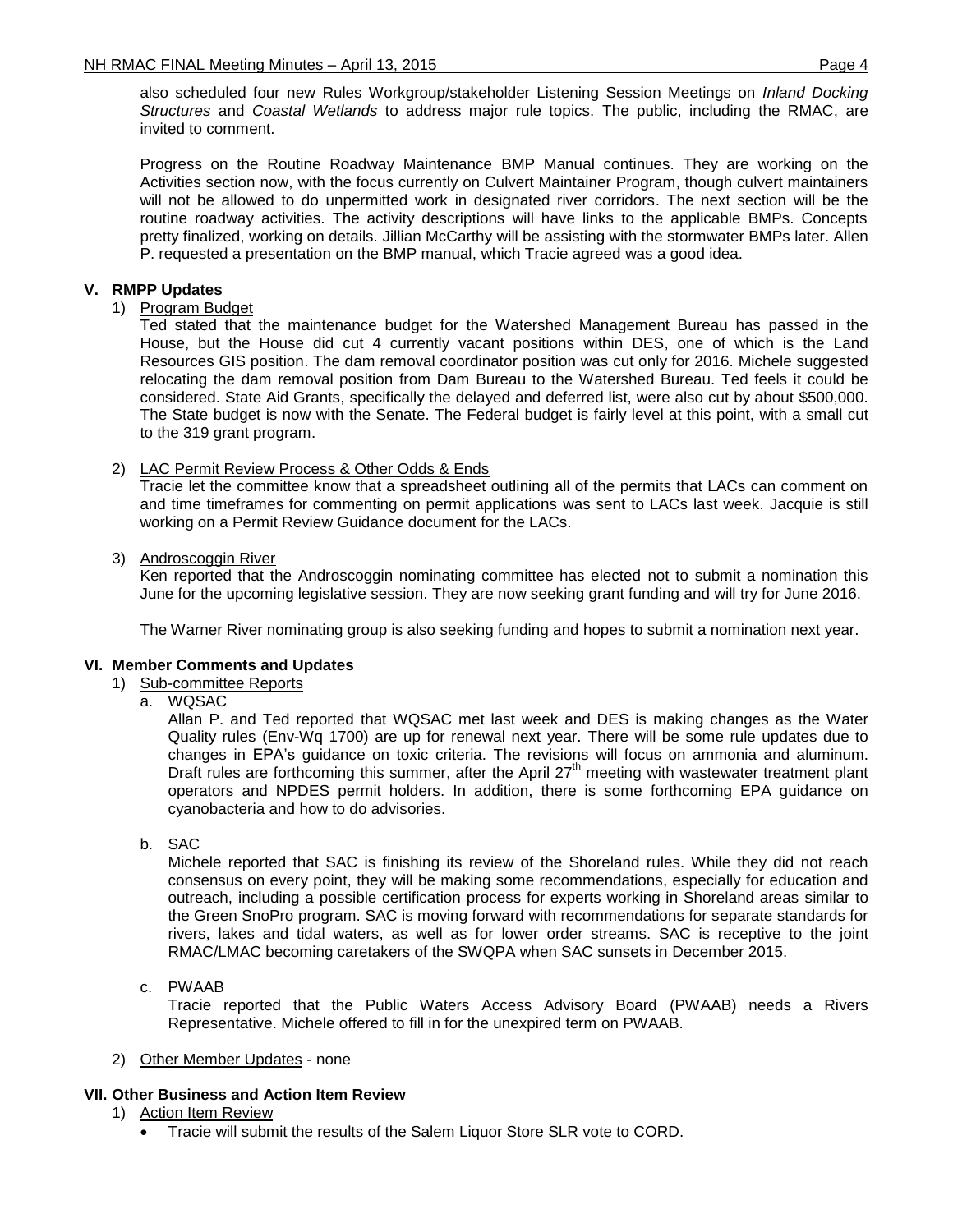also scheduled four new Rules Workgroup/stakeholder Listening Session Meetings on *Inland Docking Structures* and *Coastal Wetlands* to address major rule topics. The public, including the RMAC, are invited to comment.

Progress on the Routine Roadway Maintenance BMP Manual continues. They are working on the Activities section now, with the focus currently on Culvert Maintainer Program, though culvert maintainers will not be allowed to do unpermitted work in designated river corridors. The next section will be the routine roadway activities. The activity descriptions will have links to the applicable BMPs. Concepts pretty finalized, working on details. Jillian McCarthy will be assisting with the stormwater BMPs later. Allen P. requested a presentation on the BMP manual, which Tracie agreed was a good idea.

## V. RMPP Updates

1) Program Budget

Ted stated that the maintenance budget for the Watershed Management Bureau has passed in the House, but the House did cut 4 currently vacant positions within DES, one of which is the Land Resources GIS position. The dam removal coordinator position was cut only for 2016. Michele suggested relocating the dam removal position from Dam Bureau to the Watershed Bureau. Ted feels it could be considered. State Aid Grants, specifically the delayed and deferred list, were also cut by about $500,000. The State budget is now with the Senate. The Federal budget is fairly level at this point, with a small cut to the 319 grant program.

2) LAC Permit Review Process & Other Odds & Ends

Tracie let the committee know that a spreadsheet outlining all of the permits that LACs can comment on and time timeframes for commenting on permit applications was sent to LACs last week. Jacquie is still working on a Permit Review Guidance document for the LACs.

3) Androscoggin River

Ken reported that the Androscoggin nominating committee has elected not to submit a nomination this June for the upcoming legislative session. They are now seeking grant funding and will try for June 2016.

The Warner River nominating group is also seeking funding and hopes to submit a nomination next year.

## VI. Member Comments and Updates

1) Sub-committee Reports

a. WQSAC

Allan P. and Ted reported that WQSAC met last week and DES is making changes as the Water Quality rules (Env-Wq 1700) are up for renewal next year. There will be some rule updates due to changes in EPA's guidance on toxic criteria. The revisions will focus on ammonia and aluminum. Draft rules are forthcoming this summer, after the April 27th meeting with wastewater treatment plant operators and NPDES permit holders. In addition, there is some forthcoming EPA guidance on cyanobacteria and how to do advisories.

b. SAC

Michele reported that SAC is finishing its review of the Shoreland rules. While they did not reach consensus on every point, they will be making some recommendations, especially for education and outreach, including a possible certification process for experts working in Shoreland areas similar to the Green SnoPro program. SAC is moving forward with recommendations for separate standards for rivers, lakes and tidal waters, as well as for lower order streams. SAC is receptive to the joint RMAC/LMAC becoming caretakers of the SWQPA when SAC sunsets in December 2015.

c. PWAAB

Tracie reported that the Public Waters Access Advisory Board (PWAAB) needs a Rivers Representative. Michele offered to fill in for the unexpired term on PWAAB.

2) Other Member Updates - none

## VII. Other Business and Action Item Review

1) Action Item Review

- Tracie will submit the results of the Salem Liquor Store SLR vote to CORD.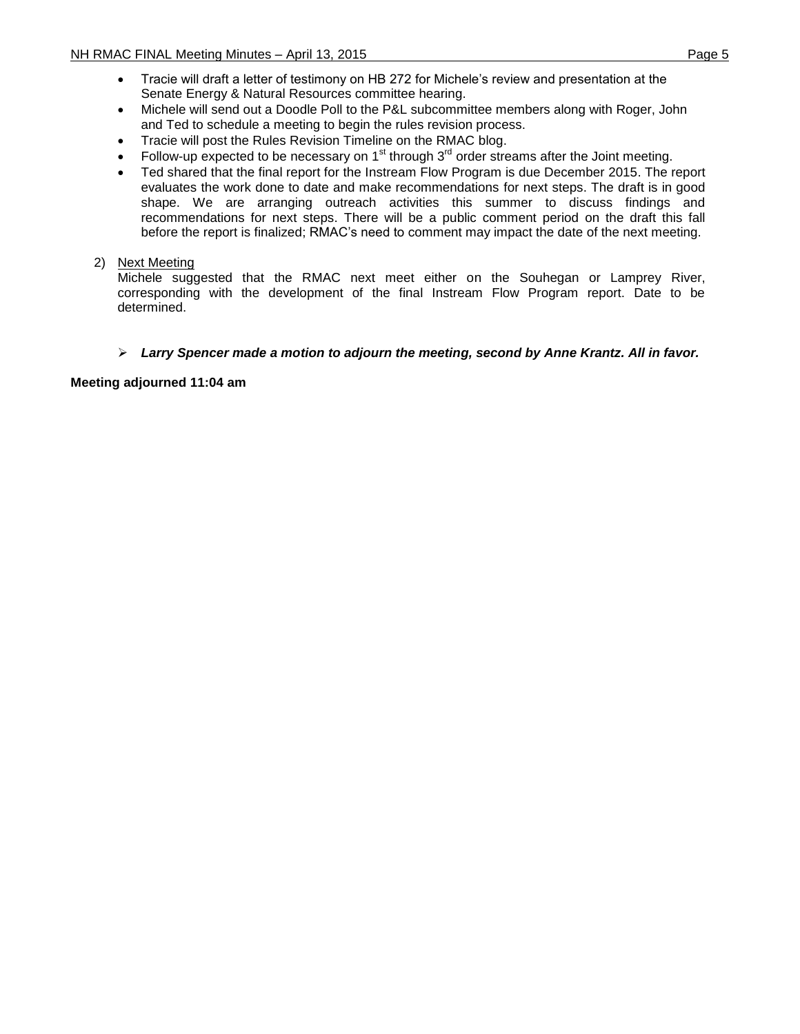- Tracie will draft a letter of testimony on HB 272 for Michele's review and presentation at the Senate Energy & Natural Resources committee hearing.
- Michele will send out a Doodle Poll to the P&L subcommittee members along with Roger, John and Ted to schedule a meeting to begin the rules revision process.
- Tracie will post the Rules Revision Timeline on the RMAC blog.
- Follow-up expected to be necessary on 1st through 3rd order streams after the Joint meeting.
- Ted shared that the final report for the Instream Flow Program is due December 2015. The report evaluates the work done to date and make recommendations for next steps. The draft is in good shape. We are arranging outreach activities this summer to discuss findings and recommendations for next steps. There will be a public comment period on the draft this fall before the report is finalized; RMAC's need to comment may impact the date of the next meeting.

2) Next Meeting

Michele suggested that the RMAC next meet either on the Souhegan or Lamprey River, corresponding with the development of the final Instream Flow Program report. Date to be determined.

- ***Larry Spencer made a motion to adjourn the meeting, second by Anne Krantz. All in favor.***

**Meeting adjourned 11:04 am**